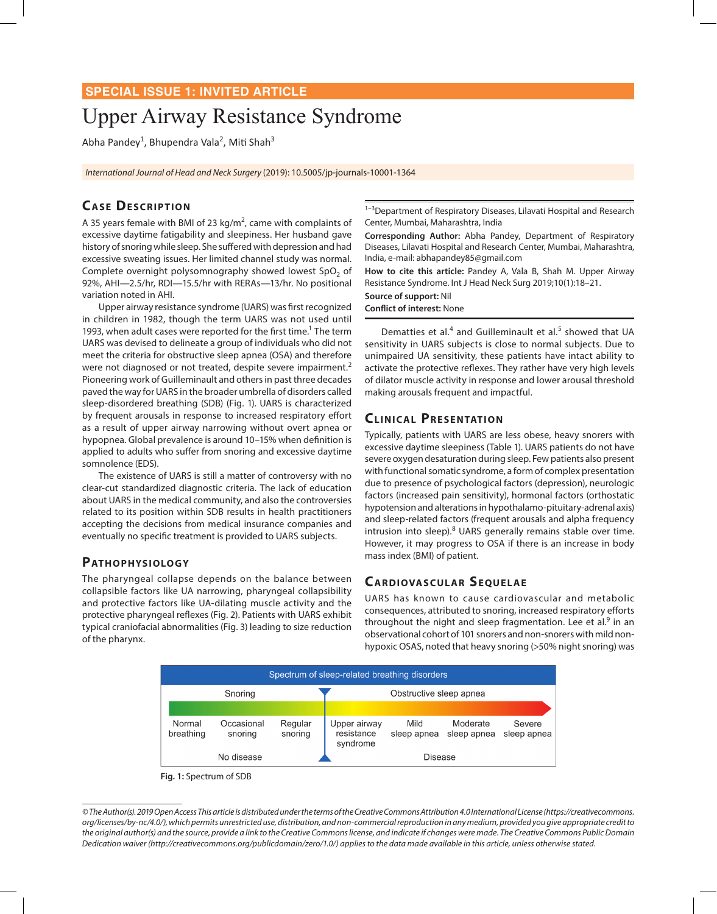SPECIAL ISSUE 1: INVITED ARTICLE

# Upper Airway Resistance Syndrome

Abha Pandey[1], Bhupendra Vala[2], Miti Shah[3]

*International Journal of Head and Neck Surgery* (2019): 10.5005/jp-journals-10001-1364

## Case Description

A 35 years female with BMI of 23 kg/m$^2$, came with complaints of excessive daytime fatigability and sleepiness. Her husband gave history of snoring while sleep. She suffered with depression and had excessive sweating issues. Her limited channel study was normal. Complete overnight polysomnography showed lowest $SpO_2$ of 92%, AHI—2.5/hr, RDI—15.5/hr with RERAs—13/hr. No positional variation noted in AHI.

Upper airway resistance syndrome (UARS) was first recognized in children in 1982, though the term UARS was not used until 1993, when adult cases were reported for the first time.[1] The term UARS was devised to delineate a group of individuals who did not meet the criteria for obstructive sleep apnea (OSA) and therefore were not diagnosed or not treated, despite severe impairment.[2] Pioneering work of Guilleminault and others in past three decades paved the way for UARS in the broader umbrella of disorders called sleep-disordered breathing (SDB) (Fig. 1). UARS is characterized by frequent arousals in response to increased respiratory effort as a result of upper airway narrowing without overt apnea or hypopnea. Global prevalence is around 10–15% when definition is applied to adults who suffer from snoring and excessive daytime somnolence (EDS).

The existence of UARS is still a matter of controversy with no clear-cut standardized diagnostic criteria. The lack of education about UARS in the medical community, and also the controversies related to its position within SDB results in health practitioners accepting the decisions from medical insurance companies and eventually no specific treatment is provided to UARS subjects.

## Pathophysiology

The pharyngeal collapse depends on the balance between collapsible factors like UA narrowing, pharyngeal collapsibility and protective factors like UA-dilating muscle activity and the protective pharyngeal reflexes (Fig. 2). Patients with UARS exhibit typical craniofacial abnormalities (Fig. 3) leading to size reduction of the pharynx.

[1–3]Department of Respiratory Diseases, Lilavati Hospital and Research Center, Mumbai, Maharashtra, India

**Corresponding Author:** Abha Pandey, Department of Respiratory Diseases, Lilavati Hospital and Research Center, Mumbai, Maharashtra, India, e-mail: abhapandey85@gmail.com

**How to cite this article:** Pandey A, Vala B, Shah M. Upper Airway Resistance Syndrome. Int J Head Neck Surg 2019;10(1):18–21.

**Source of support:** Nil

**Conflict of interest:** None

Dematties et al.[4] and Guilleminault et al.[5] showed that UA sensitivity in UARS subjects is close to normal subjects. Due to unimpaired UA sensitivity, these patients have intact ability to activate the protective reflexes. They rather have very high levels of dilator muscle activity in response and lower arousal threshold making arousals frequent and impactful.

## Clinical Presentation

Typically, patients with UARS are less obese, heavy snorers with excessive daytime sleepiness (Table 1). UARS patients do not have severe oxygen desaturation during sleep. Few patients also present with functional somatic syndrome, a form of complex presentation due to presence of psychological factors (depression), neurologic factors (increased pain sensitivity), hormonal factors (orthostatic hypotension and alterations in hypothalamo-pituitary-adrenal axis) and sleep-related factors (frequent arousals and alpha frequency intrusion into sleep).[8] UARS generally remains stable over time. However, it may progress to OSA if there is an increase in body mass index (BMI) of patient.

## Cardiovascular Sequelae

UARS has known to cause cardiovascular and metabolic consequences, attributed to snoring, increased respiratory efforts throughout the night and sleep fragmentation. Lee et al.[9] in an observational cohort of 101 snorers and non-snorers with mild non-hypoxic OSAS, noted that heavy snoring (>50% night snoring) was

| Spectrum of sleep-related breathing disorders | | | | | | |
|---|---|---|---|---|---|---|
| Snoring | | | Obstructive sleep apnea | | | |
| Normal breathing | Occasional snoring | Regular snoring | Upper airway resistance syndrome | Mild sleep apnea | Moderate sleep apnea | Severe sleep apnea |
| No disease | | | Disease | | | |

**Fig. 1:** Spectrum of SDB

*© The Author(s). 2019 Open Access This article is distributed under the terms of the Creative Commons Attribution 4.0 International License (https://creativecommons.org/licenses/by-nc/4.0/), which permits unrestricted use, distribution, and non-commercial reproduction in any medium, provided you give appropriate credit to the original author(s) and the source, provide a link to the Creative Commons license, and indicate if changes were made. The Creative Commons Public Domain Dedication waiver (http://creativecommons.org/publicdomain/zero/1.0/) applies to the data made available in this article, unless otherwise stated.*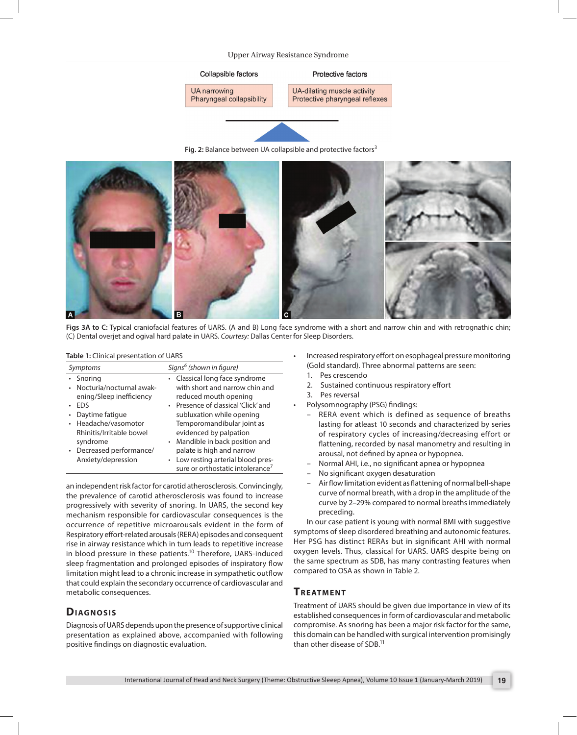Collapsible factors

UA narrowing
Pharyngeal collapsibility

Protective factors

UA-dilating muscle activity
Protective pharyngeal reflexes

**Fig. 2:** Balance between UA collapsible and protective factors[3]

**Figs 3A to C:** Typical craniofacial features of UARS. (A and B) Long face syndrome with a short and narrow chin and with retrognathic chin; (C) Dental overjet and ogival hard palate in UARS. *Courtesy:* Dallas Center for Sleep Disorders.

**Table 1:** Clinical presentation of UARS

| *Symptoms* | *Signs[6] (shown in figure)* |
|---|---|
| • Snoring<br>• Nocturia/nocturnal awakening/Sleep inefficiency<br>• EDS<br>• Daytime fatigue<br>• Headache/vasomotor Rhinitis/Irritable bowel syndrome<br>• Decreased performance/ Anxiety/depression | • Classical long face syndrome with short and narrow chin and reduced mouth opening<br>• Presence of classical 'Click' and subluxation while opening Temporomandibular joint as evidenced by palpation<br>• Mandible in back position and palate is high and narrow<br>• Low resting arterial blood pressure or orthostatic intolerance[7] |

an independent risk factor for carotid atherosclerosis. Convincingly, the prevalence of carotid atherosclerosis was found to increase progressively with severity of snoring. In UARS, the second key mechanism responsible for cardiovascular consequences is the occurrence of repetitive microarousals evident in the form of Respiratory effort-related arousals (RERA) episodes and consequent rise in airway resistance which in turn leads to repetitive increase in blood pressure in these patients.[10] Therefore, UARS-induced sleep fragmentation and prolonged episodes of inspiratory flow limitation might lead to a chronic increase in sympathetic outflow that could explain the secondary occurrence of cardiovascular and metabolic consequences.

## Diagnosis

Diagnosis of UARS depends upon the presence of supportive clinical presentation as explained above, accompanied with following positive findings on diagnostic evaluation.

- Increased respiratory effort on esophageal pressure monitoring (Gold standard). Three abnormal patterns are seen:
  1. Pes crescendo
  2. Sustained continuous respiratory effort
  3. Pes reversal
- Polysomnography (PSG) findings:
  - RERA event which is defined as sequence of breaths lasting for atleast 10 seconds and characterized by series of respiratory cycles of increasing/decreasing effort or flattening, recorded by nasal manometry and resulting in arousal, not defined by apnea or hypopnea.
  - Normal AHI, i.e., no significant apnea or hypopnea
  - No significant oxygen desaturation
  - Air flow limitation evident as flattening of normal bell-shape curve of normal breath, with a drop in the amplitude of the curve by 2–29% compared to normal breaths immediately preceding.

In our case patient is young with normal BMI with suggestive symptoms of sleep disordered breathing and autonomic features. Her PSG has distinct RERAs but in significant AHI with normal oxygen levels. Thus, classical for UARS. UARS despite being on the same spectrum as SDB, has many contrasting features when compared to OSA as shown in Table 2.

## Treatment

Treatment of UARS should be given due importance in view of its established consequences in form of cardiovascular and metabolic compromise. As snoring has been a major risk factor for the same, this domain can be handled with surgical intervention promisingly than other disease of SDB.[11]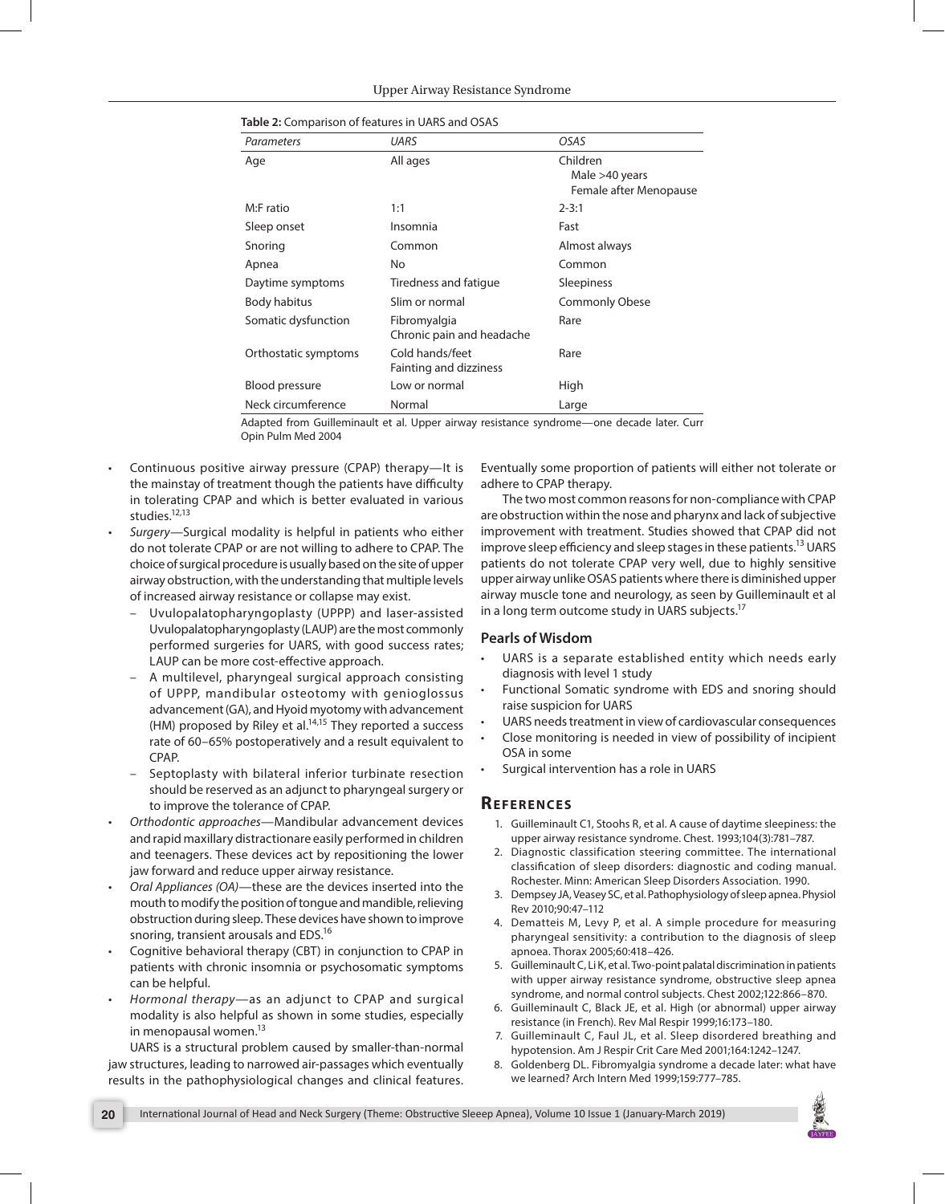**Table 2:** Comparison of features in UARS and OSAS

| *Parameters* | *UARS* | *OSAS* |
|---|---|---|
| Age | All ages | Children<br>Male >40 years<br>Female after Menopause |
| M:F ratio | 1:1 | 2-3:1 |
| Sleep onset | Insomnia | Fast |
| Snoring | Common | Almost always |
| Apnea | No | Common |
| Daytime symptoms | Tiredness and fatigue | Sleepiness |
| Body habitus | Slim or normal | Commonly Obese |
| Somatic dysfunction | Fibromyalgia<br>Chronic pain and headache | Rare |
| Orthostatic symptoms | Cold hands/feet<br>Fainting and dizziness | Rare |
| Blood pressure | Low or normal | High |
| Neck circumference | Normal | Large |

Adapted from Guilleminault et al. Upper airway resistance syndrome—one decade later. Curr Opin Pulm Med 2004

- Continuous positive airway pressure (CPAP) therapy—It is the mainstay of treatment though the patients have difficulty in tolerating CPAP and which is better evaluated in various studies.[12,13]
- *Surgery*—Surgical modality is helpful in patients who either do not tolerate CPAP or are not willing to adhere to CPAP. The choice of surgical procedure is usually based on the site of upper airway obstruction, with the understanding that multiple levels of increased airway resistance or collapse may exist.
  - Uvulopalatopharyngoplasty (UPPP) and laser-assisted Uvulopalatopharyngoplasty (LAUP) are the most commonly performed surgeries for UARS, with good success rates; LAUP can be more cost-effective approach.
  - A multilevel, pharyngeal surgical approach consisting of UPPP, mandibular osteotomy with genioglossus advancement (GA), and Hyoid myotomy with advancement (HM) proposed by Riley et al.[14,15] They reported a success rate of 60–65% postoperatively and a result equivalent to CPAP.
  - Septoplasty with bilateral inferior turbinate resection should be reserved as an adjunct to pharyngeal surgery or to improve the tolerance of CPAP.
- *Orthodontic approaches*—Mandibular advancement devices and rapid maxillary distractionare easily performed in children and teenagers. These devices act by repositioning the lower jaw forward and reduce upper airway resistance.
- *Oral Appliances (OA)*—these are the devices inserted into the mouth to modify the position of tongue and mandible, relieving obstruction during sleep. These devices have shown to improve snoring, transient arousals and EDS.[16]
- Cognitive behavioral therapy (CBT) in conjunction to CPAP in patients with chronic insomnia or psychosomatic symptoms can be helpful.
- *Hormonal therapy*—as an adjunct to CPAP and surgical modality is also helpful as shown in some studies, especially in menopausal women.[13]

UARS is a structural problem caused by smaller-than-normal jaw structures, leading to narrowed air-passages which eventually results in the pathophysiological changes and clinical features. Eventually some proportion of patients will either not tolerate or adhere to CPAP therapy.

The two most common reasons for non-compliance with CPAP are obstruction within the nose and pharynx and lack of subjective improvement with treatment. Studies showed that CPAP did not improve sleep efficiency and sleep stages in these patients.[13] UARS patients do not tolerate CPAP very well, due to highly sensitive upper airway unlike OSAS patients where there is diminished upper airway muscle tone and neurology, as seen by Guilleminault et al in a long term outcome study in UARS subjects.[17]

## Pearls of Wisdom

- UARS is a separate established entity which needs early diagnosis with level 1 study
- Functional Somatic syndrome with EDS and snoring should raise suspicion for UARS
- UARS needs treatment in view of cardiovascular consequences
- Close monitoring is needed in view of possibility of incipient OSA in some
- Surgical intervention has a role in UARS

## References

1. Guilleminault C1, Stoohs R, et al. A cause of daytime sleepiness: the upper airway resistance syndrome. Chest. 1993;104(3):781–787.
2. Diagnostic classification steering committee. The international classification of sleep disorders: diagnostic and coding manual. Rochester. Minn: American Sleep Disorders Association. 1990.
3. Dempsey JA, Veasey SC, et al. Pathophysiology of sleep apnea. Physiol Rev 2010;90:47–112
4. Dematteis M, Levy P, et al. A simple procedure for measuring pharyngeal sensitivity: a contribution to the diagnosis of sleep apnoea. Thorax 2005;60:418–426.
5. Guilleminault C, Li K, et al. Two-point palatal discrimination in patients with upper airway resistance syndrome, obstructive sleep apnea syndrome, and normal control subjects. Chest 2002;122:866–870.
6. Guilleminault C, Black JE, et al. High (or abnormal) upper airway resistance (in French). Rev Mal Respir 1999;16:173–180.
7. Guilleminault C, Faul JL, et al. Sleep disordered breathing and hypotension. Am J Respir Crit Care Med 2001;164:1242–1247.
8. Goldenberg DL. Fibromyalgia syndrome a decade later: what have we learned? Arch Intern Med 1999;159:777–785.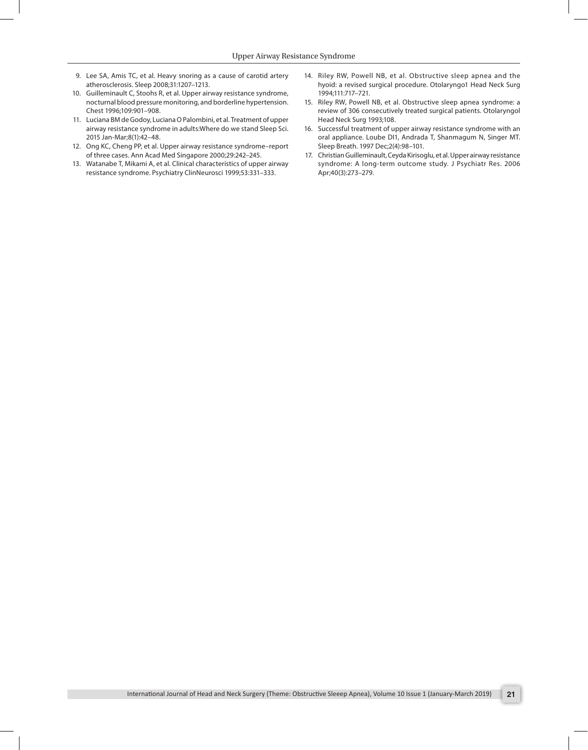9. Lee SA, Amis TC, et al. Heavy snoring as a cause of carotid artery atherosclerosis. Sleep 2008;31:1207–1213.
10. Guilleminault C, Stoohs R, et al. Upper airway resistance syndrome, nocturnal blood pressure monitoring, and borderline hypertension. Chest 1996;109:901–908.
11. Luciana BM de Godoy, Luciana O Palombini, et al. Treatment of upper airway resistance syndrome in adults:Where do we stand Sleep Sci. 2015 Jan-Mar;8(1):42–48.
12. Ong KC, Cheng PP, et al. Upper airway resistance syndrome–report of three cases. Ann Acad Med Singapore 2000;29:242–245.
13. Watanabe T, Mikami A, et al. Clinical characteristics of upper airway resistance syndrome. Psychiatry ClinNeurosci 1999;53:331–333.
14. Riley RW, Powell NB, et al. Obstructive sleep apnea and the hyoid: a revised surgical procedure. Otolaryngo1 Head Neck Surg 1994;111:717–721.
15. Riley RW, Powell NB, et al. Obstructive sleep apnea syndrome: a review of 306 consecutively treated surgical patients. Otolaryngol Head Neck Surg 1993;108.
16. Successful treatment of upper airway resistance syndrome with an oral appliance. Loube DI1, Andrada T, Shanmagum N, Singer MT. Sleep Breath. 1997 Dec;2(4):98–101.
17. Christian Guilleminault, Ceyda Kirisoglu, et al. Upper airway resistance syndrome: A long-term outcome study. J Psychiatr Res. 2006 Apr;40(3):273–279.